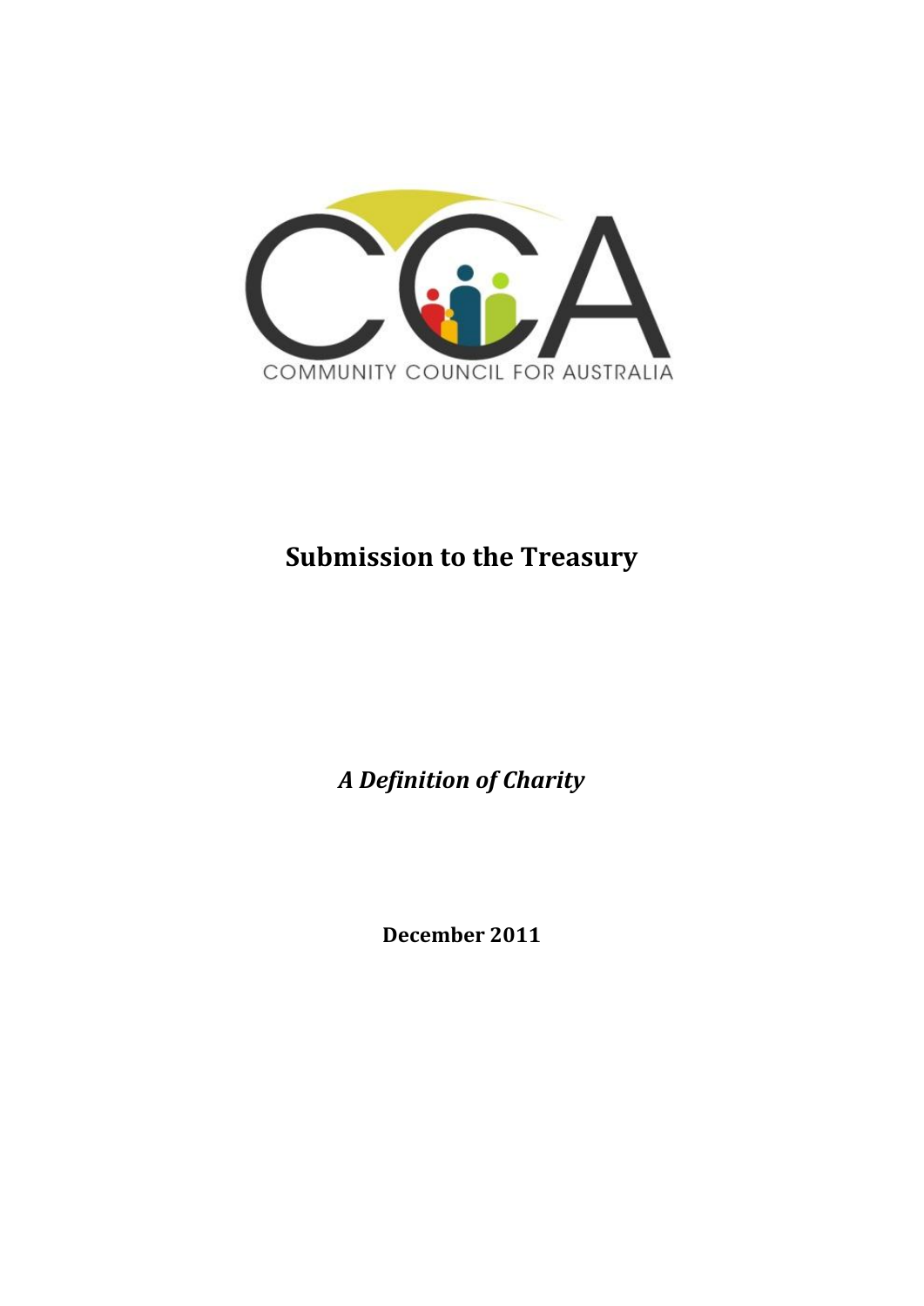COMMUNITY COUNCIL FOR AUSTRALIA

# Submission to the Treasury

***A Definition of Charity***

**December 2011**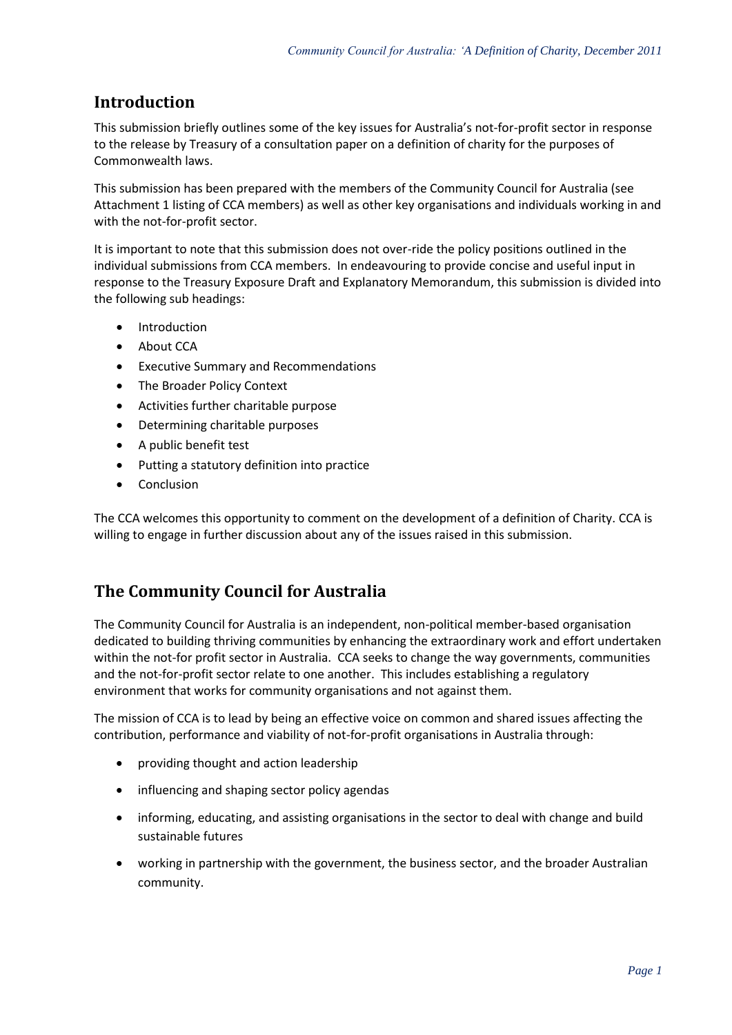## Introduction

This submission briefly outlines some of the key issues for Australia's not-for-profit sector in response to the release by Treasury of a consultation paper on a definition of charity for the purposes of Commonwealth laws.

This submission has been prepared with the members of the Community Council for Australia (see Attachment 1 listing of CCA members) as well as other key organisations and individuals working in and with the not-for-profit sector.

It is important to note that this submission does not over-ride the policy positions outlined in the individual submissions from CCA members. In endeavouring to provide concise and useful input in response to the Treasury Exposure Draft and Explanatory Memorandum, this submission is divided into the following sub headings:

- Introduction
- About CCA
- Executive Summary and Recommendations
- The Broader Policy Context
- Activities further charitable purpose
- Determining charitable purposes
- A public benefit test
- Putting a statutory definition into practice
- Conclusion

The CCA welcomes this opportunity to comment on the development of a definition of Charity. CCA is willing to engage in further discussion about any of the issues raised in this submission.

## The Community Council for Australia

The Community Council for Australia is an independent, non-political member-based organisation dedicated to building thriving communities by enhancing the extraordinary work and effort undertaken within the not-for profit sector in Australia. CCA seeks to change the way governments, communities and the not-for-profit sector relate to one another. This includes establishing a regulatory environment that works for community organisations and not against them.

The mission of CCA is to lead by being an effective voice on common and shared issues affecting the contribution, performance and viability of not-for-profit organisations in Australia through:

- providing thought and action leadership
- influencing and shaping sector policy agendas
- informing, educating, and assisting organisations in the sector to deal with change and build sustainable futures
- working in partnership with the government, the business sector, and the broader Australian community.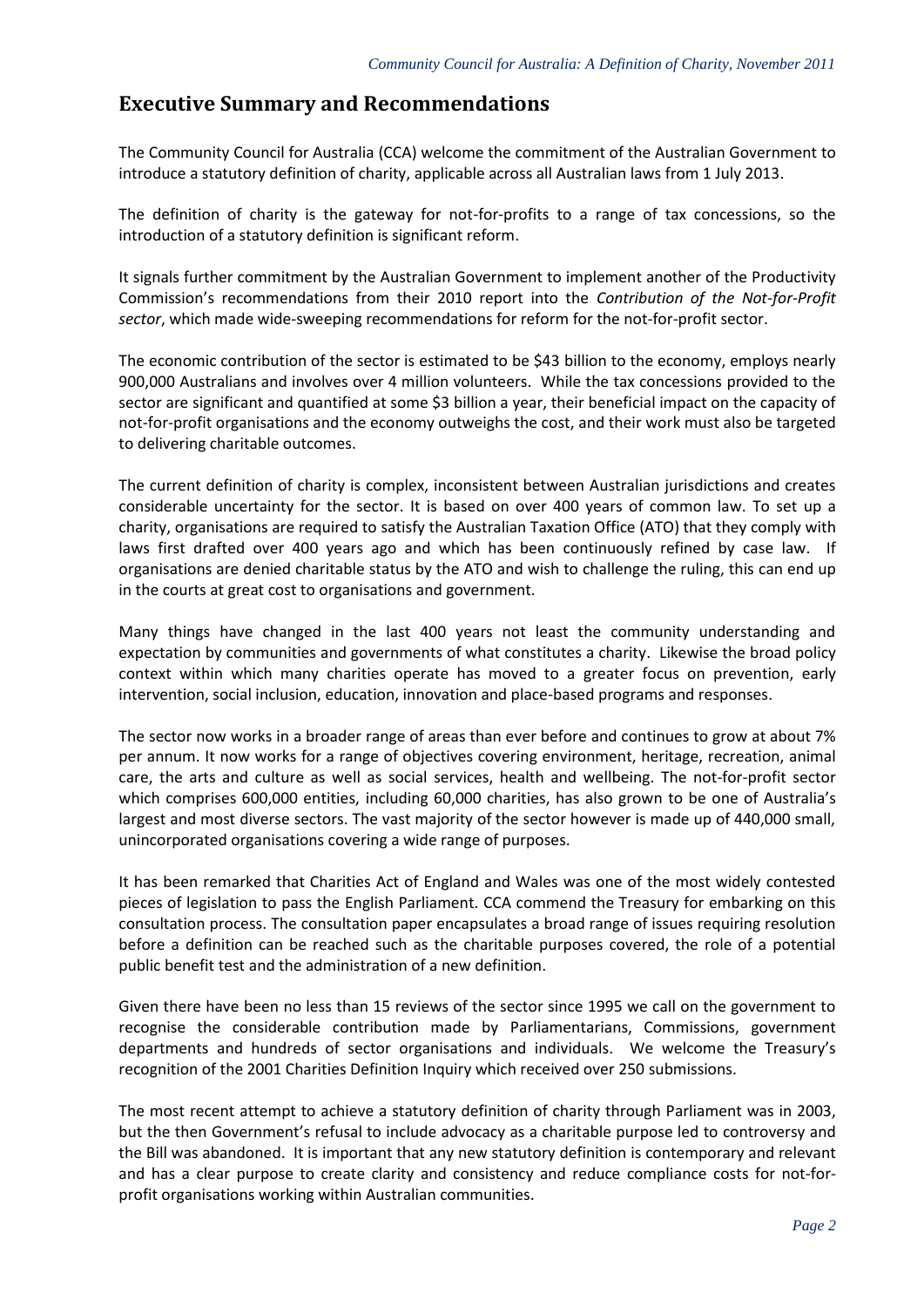## Executive Summary and Recommendations

The Community Council for Australia (CCA) welcome the commitment of the Australian Government to introduce a statutory definition of charity, applicable across all Australian laws from 1 July 2013.

The definition of charity is the gateway for not-for-profits to a range of tax concessions, so the introduction of a statutory definition is significant reform.

It signals further commitment by the Australian Government to implement another of the Productivity Commission's recommendations from their 2010 report into the *Contribution of the Not-for-Profit sector*, which made wide-sweeping recommendations for reform for the not-for-profit sector.

The economic contribution of the sector is estimated to be $43 billion to the economy, employs nearly 900,000 Australians and involves over 4 million volunteers. While the tax concessions provided to the sector are significant and quantified at some $3 billion a year, their beneficial impact on the capacity of not-for-profit organisations and the economy outweighs the cost, and their work must also be targeted to delivering charitable outcomes.

The current definition of charity is complex, inconsistent between Australian jurisdictions and creates considerable uncertainty for the sector. It is based on over 400 years of common law. To set up a charity, organisations are required to satisfy the Australian Taxation Office (ATO) that they comply with laws first drafted over 400 years ago and which has been continuously refined by case law. If organisations are denied charitable status by the ATO and wish to challenge the ruling, this can end up in the courts at great cost to organisations and government.

Many things have changed in the last 400 years not least the community understanding and expectation by communities and governments of what constitutes a charity. Likewise the broad policy context within which many charities operate has moved to a greater focus on prevention, early intervention, social inclusion, education, innovation and place-based programs and responses.

The sector now works in a broader range of areas than ever before and continues to grow at about 7% per annum. It now works for a range of objectives covering environment, heritage, recreation, animal care, the arts and culture as well as social services, health and wellbeing. The not-for-profit sector which comprises 600,000 entities, including 60,000 charities, has also grown to be one of Australia's largest and most diverse sectors. The vast majority of the sector however is made up of 440,000 small, unincorporated organisations covering a wide range of purposes.

It has been remarked that Charities Act of England and Wales was one of the most widely contested pieces of legislation to pass the English Parliament. CCA commend the Treasury for embarking on this consultation process. The consultation paper encapsulates a broad range of issues requiring resolution before a definition can be reached such as the charitable purposes covered, the role of a potential public benefit test and the administration of a new definition.

Given there have been no less than 15 reviews of the sector since 1995 we call on the government to recognise the considerable contribution made by Parliamentarians, Commissions, government departments and hundreds of sector organisations and individuals. We welcome the Treasury's recognition of the 2001 Charities Definition Inquiry which received over 250 submissions.

The most recent attempt to achieve a statutory definition of charity through Parliament was in 2003, but the then Government's refusal to include advocacy as a charitable purpose led to controversy and the Bill was abandoned. It is important that any new statutory definition is contemporary and relevant and has a clear purpose to create clarity and consistency and reduce compliance costs for not-for-profit organisations working within Australian communities.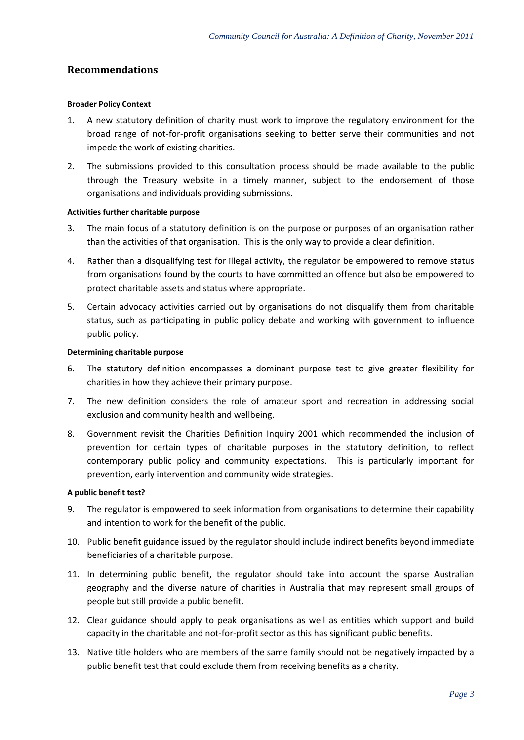## Recommendations

**Broader Policy Context**

1. A new statutory definition of charity must work to improve the regulatory environment for the broad range of not-for-profit organisations seeking to better serve their communities and not impede the work of existing charities.
2. The submissions provided to this consultation process should be made available to the public through the Treasury website in a timely manner, subject to the endorsement of those organisations and individuals providing submissions.

**Activities further charitable purpose**

3. The main focus of a statutory definition is on the purpose or purposes of an organisation rather than the activities of that organisation. This is the only way to provide a clear definition.
4. Rather than a disqualifying test for illegal activity, the regulator be empowered to remove status from organisations found by the courts to have committed an offence but also be empowered to protect charitable assets and status where appropriate.
5. Certain advocacy activities carried out by organisations do not disqualify them from charitable status, such as participating in public policy debate and working with government to influence public policy.

**Determining charitable purpose**

6. The statutory definition encompasses a dominant purpose test to give greater flexibility for charities in how they achieve their primary purpose.
7. The new definition considers the role of amateur sport and recreation in addressing social exclusion and community health and wellbeing.
8. Government revisit the Charities Definition Inquiry 2001 which recommended the inclusion of prevention for certain types of charitable purposes in the statutory definition, to reflect contemporary public policy and community expectations. This is particularly important for prevention, early intervention and community wide strategies.

**A public benefit test?**

9. The regulator is empowered to seek information from organisations to determine their capability and intention to work for the benefit of the public.
10. Public benefit guidance issued by the regulator should include indirect benefits beyond immediate beneficiaries of a charitable purpose.
11. In determining public benefit, the regulator should take into account the sparse Australian geography and the diverse nature of charities in Australia that may represent small groups of people but still provide a public benefit.
12. Clear guidance should apply to peak organisations as well as entities which support and build capacity in the charitable and not-for-profit sector as this has significant public benefits.
13. Native title holders who are members of the same family should not be negatively impacted by a public benefit test that could exclude them from receiving benefits as a charity.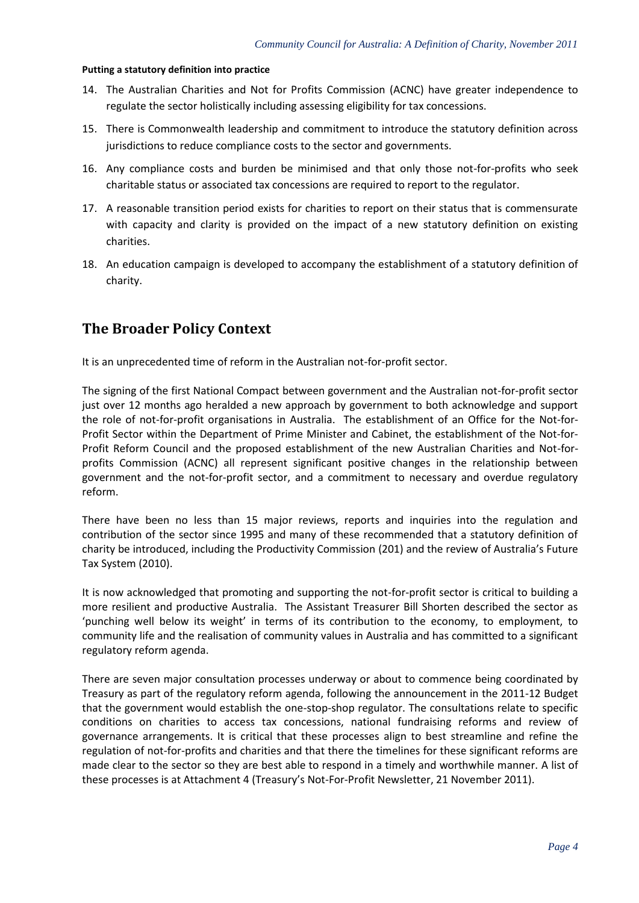**Putting a statutory definition into practice**

14. The Australian Charities and Not for Profits Commission (ACNC) have greater independence to regulate the sector holistically including assessing eligibility for tax concessions.
15. There is Commonwealth leadership and commitment to introduce the statutory definition across jurisdictions to reduce compliance costs to the sector and governments.
16. Any compliance costs and burden be minimised and that only those not-for-profits who seek charitable status or associated tax concessions are required to report to the regulator.
17. A reasonable transition period exists for charities to report on their status that is commensurate with capacity and clarity is provided on the impact of a new statutory definition on existing charities.
18. An education campaign is developed to accompany the establishment of a statutory definition of charity.

## The Broader Policy Context

It is an unprecedented time of reform in the Australian not-for-profit sector.

The signing of the first National Compact between government and the Australian not-for-profit sector just over 12 months ago heralded a new approach by government to both acknowledge and support the role of not-for-profit organisations in Australia. The establishment of an Office for the Not-for-Profit Sector within the Department of Prime Minister and Cabinet, the establishment of the Not-for-Profit Reform Council and the proposed establishment of the new Australian Charities and Not-for-profits Commission (ACNC) all represent significant positive changes in the relationship between government and the not-for-profit sector, and a commitment to necessary and overdue regulatory reform.

There have been no less than 15 major reviews, reports and inquiries into the regulation and contribution of the sector since 1995 and many of these recommended that a statutory definition of charity be introduced, including the Productivity Commission (201) and the review of Australia's Future Tax System (2010).

It is now acknowledged that promoting and supporting the not-for-profit sector is critical to building a more resilient and productive Australia. The Assistant Treasurer Bill Shorten described the sector as 'punching well below its weight' in terms of its contribution to the economy, to employment, to community life and the realisation of community values in Australia and has committed to a significant regulatory reform agenda.

There are seven major consultation processes underway or about to commence being coordinated by Treasury as part of the regulatory reform agenda, following the announcement in the 2011-12 Budget that the government would establish the one-stop-shop regulator. The consultations relate to specific conditions on charities to access tax concessions, national fundraising reforms and review of governance arrangements. It is critical that these processes align to best streamline and refine the regulation of not-for-profits and charities and that there the timelines for these significant reforms are made clear to the sector so they are best able to respond in a timely and worthwhile manner. A list of these processes is at Attachment 4 (Treasury's Not-For-Profit Newsletter, 21 November 2011).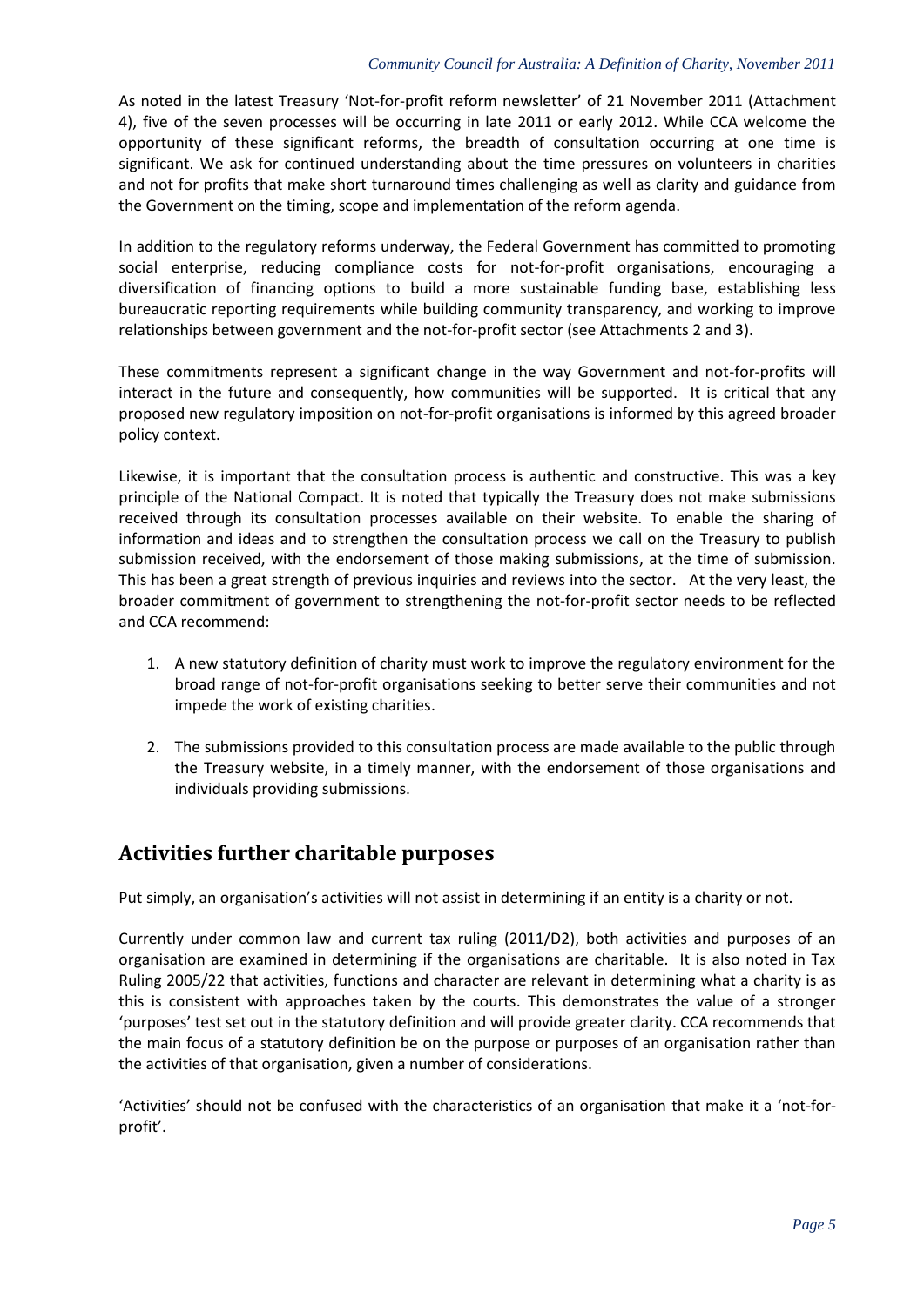As noted in the latest Treasury 'Not-for-profit reform newsletter' of 21 November 2011 (Attachment 4), five of the seven processes will be occurring in late 2011 or early 2012. While CCA welcome the opportunity of these significant reforms, the breadth of consultation occurring at one time is significant. We ask for continued understanding about the time pressures on volunteers in charities and not for profits that make short turnaround times challenging as well as clarity and guidance from the Government on the timing, scope and implementation of the reform agenda.

In addition to the regulatory reforms underway, the Federal Government has committed to promoting social enterprise, reducing compliance costs for not-for-profit organisations, encouraging a diversification of financing options to build a more sustainable funding base, establishing less bureaucratic reporting requirements while building community transparency, and working to improve relationships between government and the not-for-profit sector (see Attachments 2 and 3).

These commitments represent a significant change in the way Government and not-for-profits will interact in the future and consequently, how communities will be supported. It is critical that any proposed new regulatory imposition on not-for-profit organisations is informed by this agreed broader policy context.

Likewise, it is important that the consultation process is authentic and constructive. This was a key principle of the National Compact. It is noted that typically the Treasury does not make submissions received through its consultation processes available on their website. To enable the sharing of information and ideas and to strengthen the consultation process we call on the Treasury to publish submission received, with the endorsement of those making submissions, at the time of submission. This has been a great strength of previous inquiries and reviews into the sector. At the very least, the broader commitment of government to strengthening the not-for-profit sector needs to be reflected and CCA recommend:

1. A new statutory definition of charity must work to improve the regulatory environment for the broad range of not-for-profit organisations seeking to better serve their communities and not impede the work of existing charities.

2. The submissions provided to this consultation process are made available to the public through the Treasury website, in a timely manner, with the endorsement of those organisations and individuals providing submissions.

## Activities further charitable purposes

Put simply, an organisation's activities will not assist in determining if an entity is a charity or not.

Currently under common law and current tax ruling (2011/D2), both activities and purposes of an organisation are examined in determining if the organisations are charitable. It is also noted in Tax Ruling 2005/22 that activities, functions and character are relevant in determining what a charity is as this is consistent with approaches taken by the courts. This demonstrates the value of a stronger 'purposes' test set out in the statutory definition and will provide greater clarity. CCA recommends that the main focus of a statutory definition be on the purpose or purposes of an organisation rather than the activities of that organisation, given a number of considerations.

'Activities' should not be confused with the characteristics of an organisation that make it a 'not-for-profit'.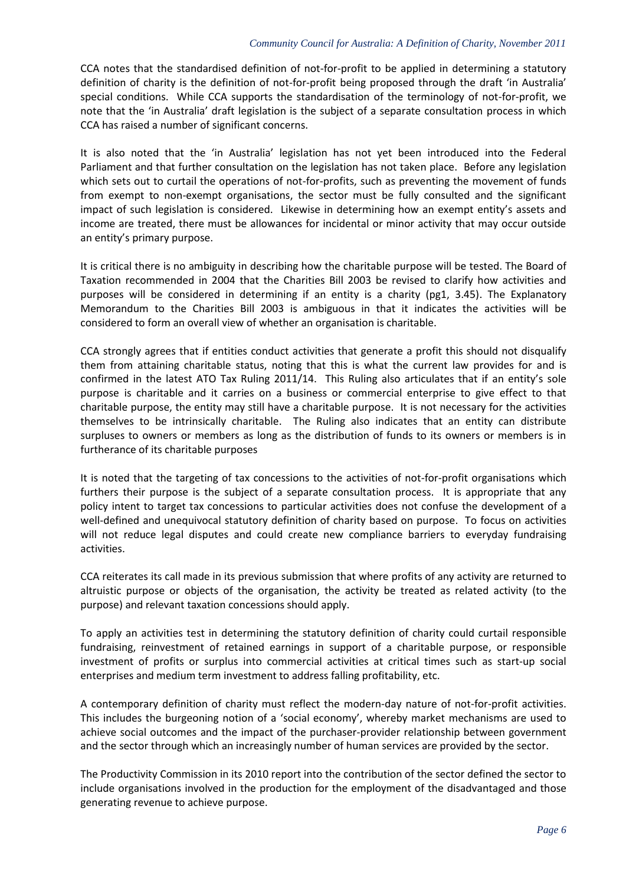CCA notes that the standardised definition of not-for-profit to be applied in determining a statutory definition of charity is the definition of not-for-profit being proposed through the draft 'in Australia' special conditions. While CCA supports the standardisation of the terminology of not-for-profit, we note that the 'in Australia' draft legislation is the subject of a separate consultation process in which CCA has raised a number of significant concerns.

It is also noted that the 'in Australia' legislation has not yet been introduced into the Federal Parliament and that further consultation on the legislation has not taken place. Before any legislation which sets out to curtail the operations of not-for-profits, such as preventing the movement of funds from exempt to non-exempt organisations, the sector must be fully consulted and the significant impact of such legislation is considered. Likewise in determining how an exempt entity's assets and income are treated, there must be allowances for incidental or minor activity that may occur outside an entity's primary purpose.

It is critical there is no ambiguity in describing how the charitable purpose will be tested. The Board of Taxation recommended in 2004 that the Charities Bill 2003 be revised to clarify how activities and purposes will be considered in determining if an entity is a charity (pg1, 3.45). The Explanatory Memorandum to the Charities Bill 2003 is ambiguous in that it indicates the activities will be considered to form an overall view of whether an organisation is charitable.

CCA strongly agrees that if entities conduct activities that generate a profit this should not disqualify them from attaining charitable status, noting that this is what the current law provides for and is confirmed in the latest ATO Tax Ruling 2011/14. This Ruling also articulates that if an entity's sole purpose is charitable and it carries on a business or commercial enterprise to give effect to that charitable purpose, the entity may still have a charitable purpose. It is not necessary for the activities themselves to be intrinsically charitable. The Ruling also indicates that an entity can distribute surpluses to owners or members as long as the distribution of funds to its owners or members is in furtherance of its charitable purposes

It is noted that the targeting of tax concessions to the activities of not-for-profit organisations which furthers their purpose is the subject of a separate consultation process. It is appropriate that any policy intent to target tax concessions to particular activities does not confuse the development of a well-defined and unequivocal statutory definition of charity based on purpose. To focus on activities will not reduce legal disputes and could create new compliance barriers to everyday fundraising activities.

CCA reiterates its call made in its previous submission that where profits of any activity are returned to altruistic purpose or objects of the organisation, the activity be treated as related activity (to the purpose) and relevant taxation concessions should apply.

To apply an activities test in determining the statutory definition of charity could curtail responsible fundraising, reinvestment of retained earnings in support of a charitable purpose, or responsible investment of profits or surplus into commercial activities at critical times such as start-up social enterprises and medium term investment to address falling profitability, etc.

A contemporary definition of charity must reflect the modern-day nature of not-for-profit activities. This includes the burgeoning notion of a 'social economy', whereby market mechanisms are used to achieve social outcomes and the impact of the purchaser-provider relationship between government and the sector through which an increasingly number of human services are provided by the sector.

The Productivity Commission in its 2010 report into the contribution of the sector defined the sector to include organisations involved in the production for the employment of the disadvantaged and those generating revenue to achieve purpose.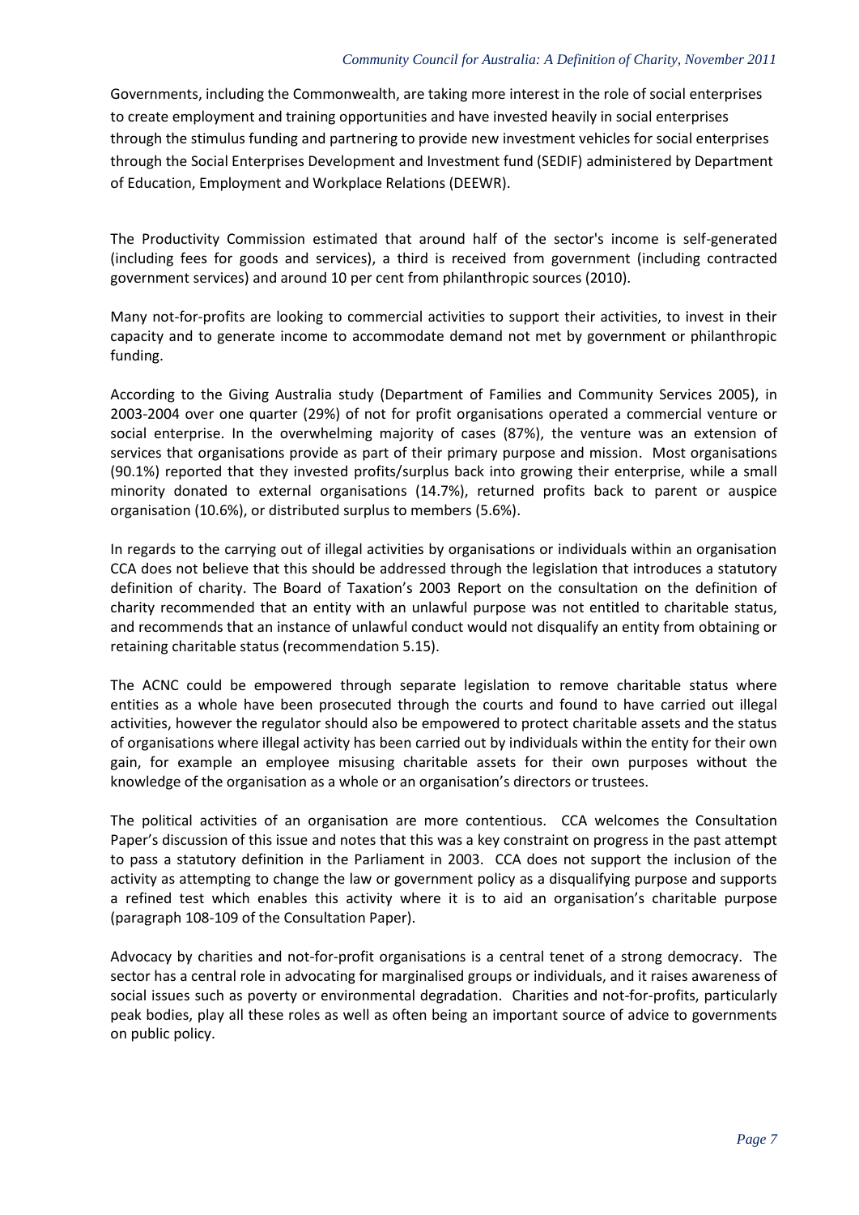Governments, including the Commonwealth, are taking more interest in the role of social enterprises to create employment and training opportunities and have invested heavily in social enterprises through the stimulus funding and partnering to provide new investment vehicles for social enterprises through the Social Enterprises Development and Investment fund (SEDIF) administered by Department of Education, Employment and Workplace Relations (DEEWR).

The Productivity Commission estimated that around half of the sector's income is self-generated (including fees for goods and services), a third is received from government (including contracted government services) and around 10 per cent from philanthropic sources (2010).

Many not-for-profits are looking to commercial activities to support their activities, to invest in their capacity and to generate income to accommodate demand not met by government or philanthropic funding.

According to the Giving Australia study (Department of Families and Community Services 2005), in 2003-2004 over one quarter (29%) of not for profit organisations operated a commercial venture or social enterprise. In the overwhelming majority of cases (87%), the venture was an extension of services that organisations provide as part of their primary purpose and mission. Most organisations (90.1%) reported that they invested profits/surplus back into growing their enterprise, while a small minority donated to external organisations (14.7%), returned profits back to parent or auspice organisation (10.6%), or distributed surplus to members (5.6%).

In regards to the carrying out of illegal activities by organisations or individuals within an organisation CCA does not believe that this should be addressed through the legislation that introduces a statutory definition of charity. The Board of Taxation's 2003 Report on the consultation on the definition of charity recommended that an entity with an unlawful purpose was not entitled to charitable status, and recommends that an instance of unlawful conduct would not disqualify an entity from obtaining or retaining charitable status (recommendation 5.15).

The ACNC could be empowered through separate legislation to remove charitable status where entities as a whole have been prosecuted through the courts and found to have carried out illegal activities, however the regulator should also be empowered to protect charitable assets and the status of organisations where illegal activity has been carried out by individuals within the entity for their own gain, for example an employee misusing charitable assets for their own purposes without the knowledge of the organisation as a whole or an organisation's directors or trustees.

The political activities of an organisation are more contentious. CCA welcomes the Consultation Paper's discussion of this issue and notes that this was a key constraint on progress in the past attempt to pass a statutory definition in the Parliament in 2003. CCA does not support the inclusion of the activity as attempting to change the law or government policy as a disqualifying purpose and supports a refined test which enables this activity where it is to aid an organisation's charitable purpose (paragraph 108-109 of the Consultation Paper).

Advocacy by charities and not-for-profit organisations is a central tenet of a strong democracy. The sector has a central role in advocating for marginalised groups or individuals, and it raises awareness of social issues such as poverty or environmental degradation. Charities and not-for-profits, particularly peak bodies, play all these roles as well as often being an important source of advice to governments on public policy.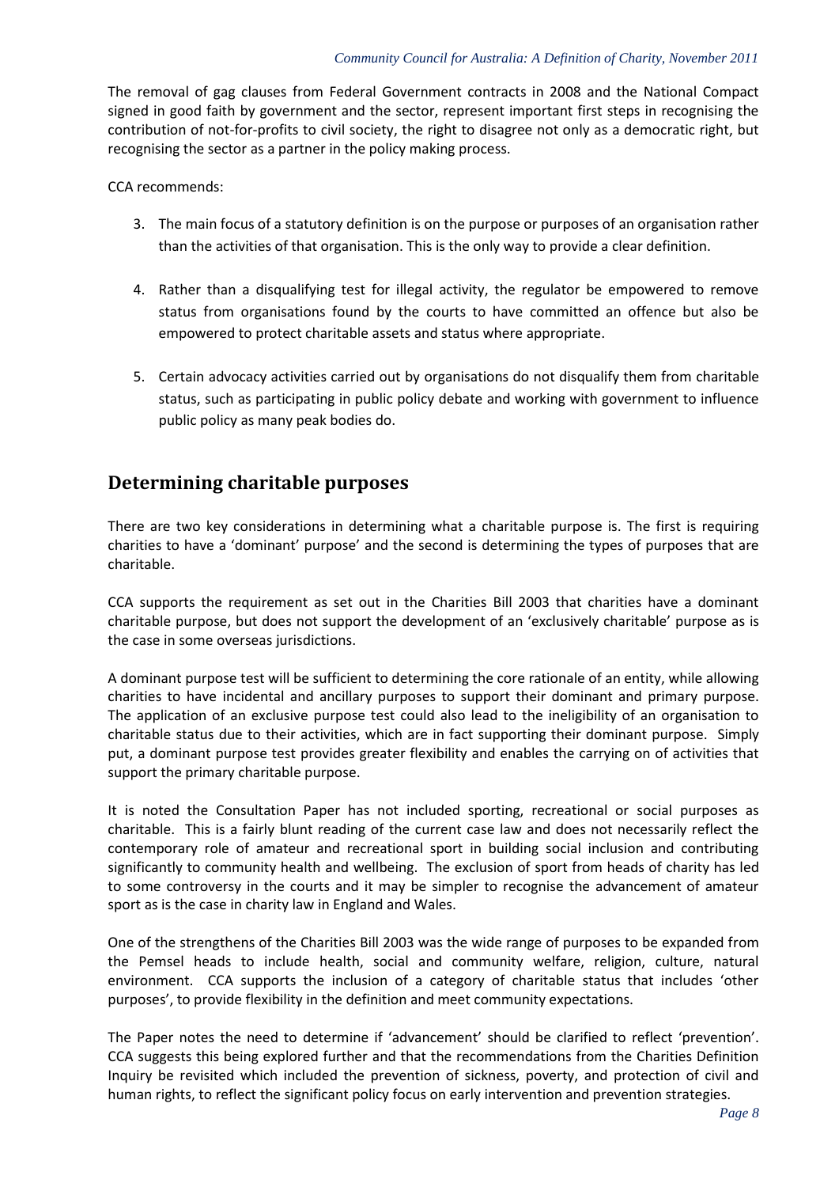The removal of gag clauses from Federal Government contracts in 2008 and the National Compact signed in good faith by government and the sector, represent important first steps in recognising the contribution of not-for-profits to civil society, the right to disagree not only as a democratic right, but recognising the sector as a partner in the policy making process.

CCA recommends:

3. The main focus of a statutory definition is on the purpose or purposes of an organisation rather than the activities of that organisation. This is the only way to provide a clear definition.

4. Rather than a disqualifying test for illegal activity, the regulator be empowered to remove status from organisations found by the courts to have committed an offence but also be empowered to protect charitable assets and status where appropriate.

5. Certain advocacy activities carried out by organisations do not disqualify them from charitable status, such as participating in public policy debate and working with government to influence public policy as many peak bodies do.

## Determining charitable purposes

There are two key considerations in determining what a charitable purpose is. The first is requiring charities to have a 'dominant' purpose' and the second is determining the types of purposes that are charitable.

CCA supports the requirement as set out in the Charities Bill 2003 that charities have a dominant charitable purpose, but does not support the development of an 'exclusively charitable' purpose as is the case in some overseas jurisdictions.

A dominant purpose test will be sufficient to determining the core rationale of an entity, while allowing charities to have incidental and ancillary purposes to support their dominant and primary purpose. The application of an exclusive purpose test could also lead to the ineligibility of an organisation to charitable status due to their activities, which are in fact supporting their dominant purpose. Simply put, a dominant purpose test provides greater flexibility and enables the carrying on of activities that support the primary charitable purpose.

It is noted the Consultation Paper has not included sporting, recreational or social purposes as charitable. This is a fairly blunt reading of the current case law and does not necessarily reflect the contemporary role of amateur and recreational sport in building social inclusion and contributing significantly to community health and wellbeing. The exclusion of sport from heads of charity has led to some controversy in the courts and it may be simpler to recognise the advancement of amateur sport as is the case in charity law in England and Wales.

One of the strengthens of the Charities Bill 2003 was the wide range of purposes to be expanded from the Pemsel heads to include health, social and community welfare, religion, culture, natural environment. CCA supports the inclusion of a category of charitable status that includes 'other purposes', to provide flexibility in the definition and meet community expectations.

The Paper notes the need to determine if 'advancement' should be clarified to reflect 'prevention'. CCA suggests this being explored further and that the recommendations from the Charities Definition Inquiry be revisited which included the prevention of sickness, poverty, and protection of civil and human rights, to reflect the significant policy focus on early intervention and prevention strategies.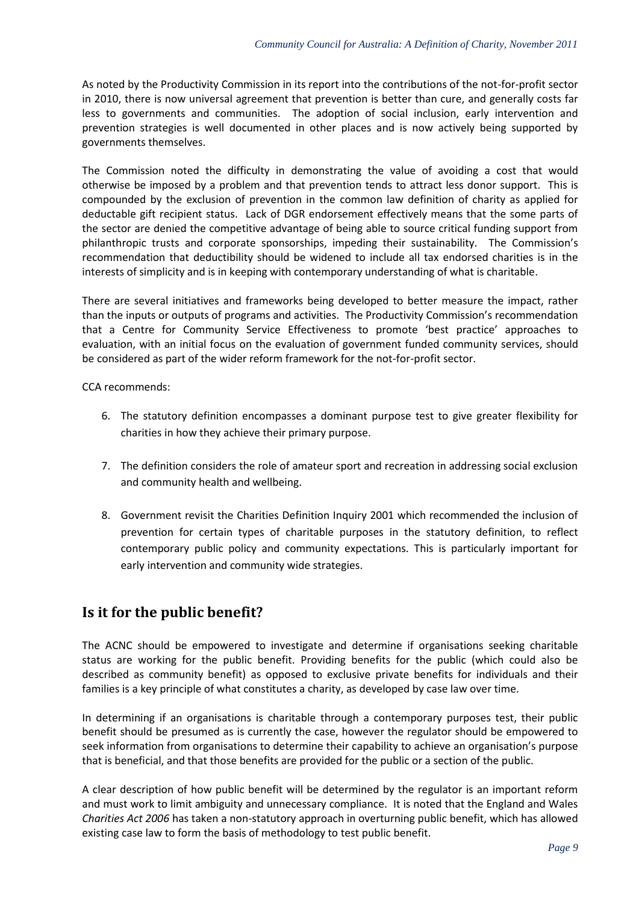As noted by the Productivity Commission in its report into the contributions of the not-for-profit sector in 2010, there is now universal agreement that prevention is better than cure, and generally costs far less to governments and communities. The adoption of social inclusion, early intervention and prevention strategies is well documented in other places and is now actively being supported by governments themselves.

The Commission noted the difficulty in demonstrating the value of avoiding a cost that would otherwise be imposed by a problem and that prevention tends to attract less donor support. This is compounded by the exclusion of prevention in the common law definition of charity as applied for deductable gift recipient status. Lack of DGR endorsement effectively means that the some parts of the sector are denied the competitive advantage of being able to source critical funding support from philanthropic trusts and corporate sponsorships, impeding their sustainability. The Commission's recommendation that deductibility should be widened to include all tax endorsed charities is in the interests of simplicity and is in keeping with contemporary understanding of what is charitable.

There are several initiatives and frameworks being developed to better measure the impact, rather than the inputs or outputs of programs and activities. The Productivity Commission's recommendation that a Centre for Community Service Effectiveness to promote 'best practice' approaches to evaluation, with an initial focus on the evaluation of government funded community services, should be considered as part of the wider reform framework for the not-for-profit sector.

CCA recommends:

6. The statutory definition encompasses a dominant purpose test to give greater flexibility for charities in how they achieve their primary purpose.

7. The definition considers the role of amateur sport and recreation in addressing social exclusion and community health and wellbeing.

8. Government revisit the Charities Definition Inquiry 2001 which recommended the inclusion of prevention for certain types of charitable purposes in the statutory definition, to reflect contemporary public policy and community expectations. This is particularly important for early intervention and community wide strategies.

## Is it for the public benefit?

The ACNC should be empowered to investigate and determine if organisations seeking charitable status are working for the public benefit. Providing benefits for the public (which could also be described as community benefit) as opposed to exclusive private benefits for individuals and their families is a key principle of what constitutes a charity, as developed by case law over time.

In determining if an organisations is charitable through a contemporary purposes test, their public benefit should be presumed as is currently the case, however the regulator should be empowered to seek information from organisations to determine their capability to achieve an organisation's purpose that is beneficial, and that those benefits are provided for the public or a section of the public.

A clear description of how public benefit will be determined by the regulator is an important reform and must work to limit ambiguity and unnecessary compliance. It is noted that the England and Wales *Charities Act 2006* has taken a non-statutory approach in overturning public benefit, which has allowed existing case law to form the basis of methodology to test public benefit.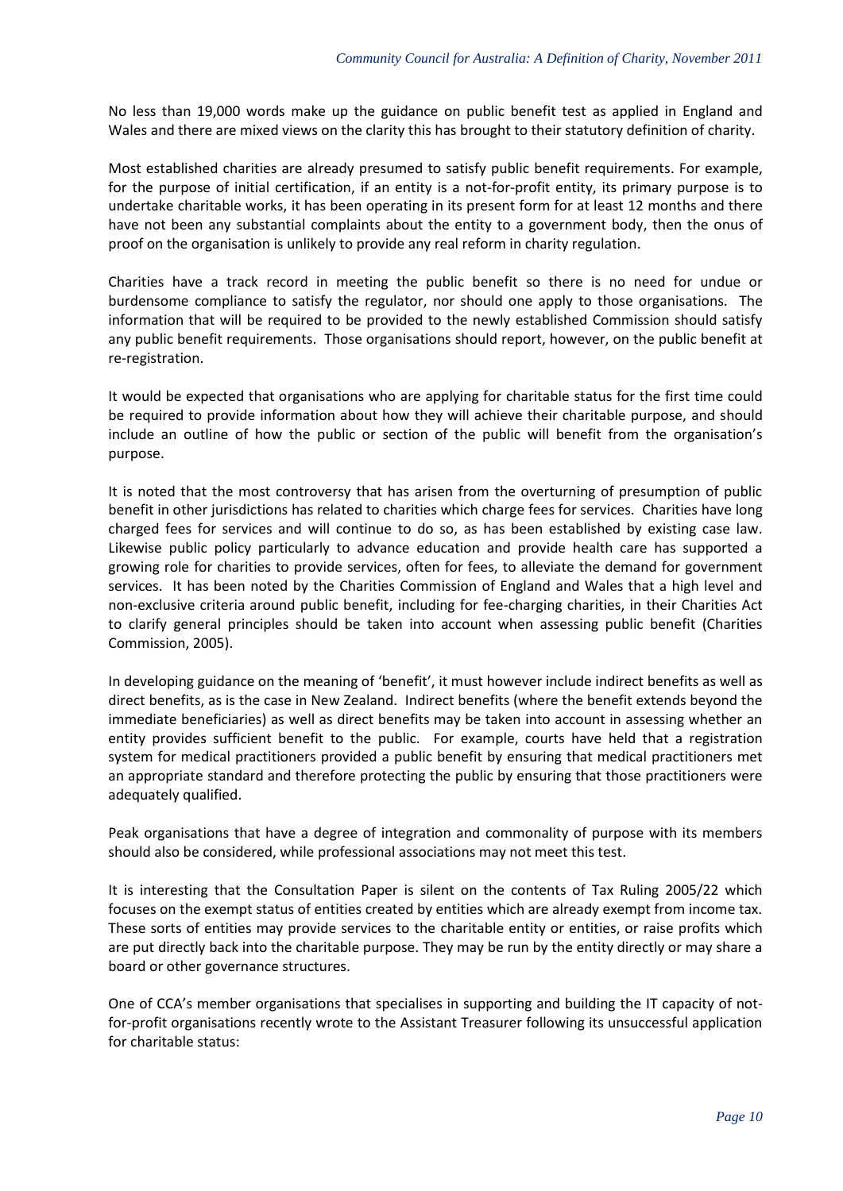No less than 19,000 words make up the guidance on public benefit test as applied in England and Wales and there are mixed views on the clarity this has brought to their statutory definition of charity.

Most established charities are already presumed to satisfy public benefit requirements. For example, for the purpose of initial certification, if an entity is a not-for-profit entity, its primary purpose is to undertake charitable works, it has been operating in its present form for at least 12 months and there have not been any substantial complaints about the entity to a government body, then the onus of proof on the organisation is unlikely to provide any real reform in charity regulation.

Charities have a track record in meeting the public benefit so there is no need for undue or burdensome compliance to satisfy the regulator, nor should one apply to those organisations. The information that will be required to be provided to the newly established Commission should satisfy any public benefit requirements. Those organisations should report, however, on the public benefit at re-registration.

It would be expected that organisations who are applying for charitable status for the first time could be required to provide information about how they will achieve their charitable purpose, and should include an outline of how the public or section of the public will benefit from the organisation's purpose.

It is noted that the most controversy that has arisen from the overturning of presumption of public benefit in other jurisdictions has related to charities which charge fees for services. Charities have long charged fees for services and will continue to do so, as has been established by existing case law. Likewise public policy particularly to advance education and provide health care has supported a growing role for charities to provide services, often for fees, to alleviate the demand for government services. It has been noted by the Charities Commission of England and Wales that a high level and non-exclusive criteria around public benefit, including for fee-charging charities, in their Charities Act to clarify general principles should be taken into account when assessing public benefit (Charities Commission, 2005).

In developing guidance on the meaning of 'benefit', it must however include indirect benefits as well as direct benefits, as is the case in New Zealand. Indirect benefits (where the benefit extends beyond the immediate beneficiaries) as well as direct benefits may be taken into account in assessing whether an entity provides sufficient benefit to the public. For example, courts have held that a registration system for medical practitioners provided a public benefit by ensuring that medical practitioners met an appropriate standard and therefore protecting the public by ensuring that those practitioners were adequately qualified.

Peak organisations that have a degree of integration and commonality of purpose with its members should also be considered, while professional associations may not meet this test.

It is interesting that the Consultation Paper is silent on the contents of Tax Ruling 2005/22 which focuses on the exempt status of entities created by entities which are already exempt from income tax. These sorts of entities may provide services to the charitable entity or entities, or raise profits which are put directly back into the charitable purpose. They may be run by the entity directly or may share a board or other governance structures.

One of CCA's member organisations that specialises in supporting and building the IT capacity of not-for-profit organisations recently wrote to the Assistant Treasurer following its unsuccessful application for charitable status: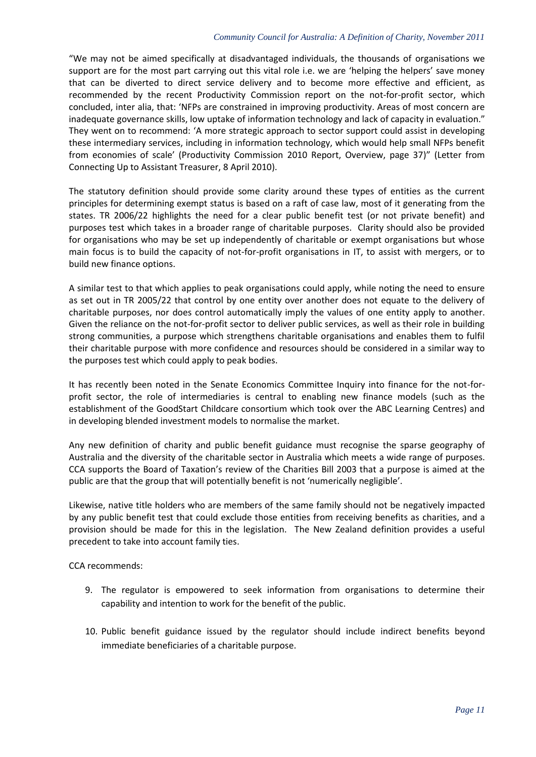"We may not be aimed specifically at disadvantaged individuals, the thousands of organisations we support are for the most part carrying out this vital role i.e. we are 'helping the helpers' save money that can be diverted to direct service delivery and to become more effective and efficient, as recommended by the recent Productivity Commission report on the not-for-profit sector, which concluded, inter alia, that: 'NFPs are constrained in improving productivity. Areas of most concern are inadequate governance skills, low uptake of information technology and lack of capacity in evaluation." They went on to recommend: 'A more strategic approach to sector support could assist in developing these intermediary services, including in information technology, which would help small NFPs benefit from economies of scale' (Productivity Commission 2010 Report, Overview, page 37)" (Letter from Connecting Up to Assistant Treasurer, 8 April 2010).

The statutory definition should provide some clarity around these types of entities as the current principles for determining exempt status is based on a raft of case law, most of it generating from the states. TR 2006/22 highlights the need for a clear public benefit test (or not private benefit) and purposes test which takes in a broader range of charitable purposes. Clarity should also be provided for organisations who may be set up independently of charitable or exempt organisations but whose main focus is to build the capacity of not-for-profit organisations in IT, to assist with mergers, or to build new finance options.

A similar test to that which applies to peak organisations could apply, while noting the need to ensure as set out in TR 2005/22 that control by one entity over another does not equate to the delivery of charitable purposes, nor does control automatically imply the values of one entity apply to another. Given the reliance on the not-for-profit sector to deliver public services, as well as their role in building strong communities, a purpose which strengthens charitable organisations and enables them to fulfil their charitable purpose with more confidence and resources should be considered in a similar way to the purposes test which could apply to peak bodies.

It has recently been noted in the Senate Economics Committee Inquiry into finance for the not-for-profit sector, the role of intermediaries is central to enabling new finance models (such as the establishment of the GoodStart Childcare consortium which took over the ABC Learning Centres) and in developing blended investment models to normalise the market.

Any new definition of charity and public benefit guidance must recognise the sparse geography of Australia and the diversity of the charitable sector in Australia which meets a wide range of purposes. CCA supports the Board of Taxation's review of the Charities Bill 2003 that a purpose is aimed at the public are that the group that will potentially benefit is not 'numerically negligible'.

Likewise, native title holders who are members of the same family should not be negatively impacted by any public benefit test that could exclude those entities from receiving benefits as charities, and a provision should be made for this in the legislation. The New Zealand definition provides a useful precedent to take into account family ties.

CCA recommends:

9. The regulator is empowered to seek information from organisations to determine their capability and intention to work for the benefit of the public.

10. Public benefit guidance issued by the regulator should include indirect benefits beyond immediate beneficiaries of a charitable purpose.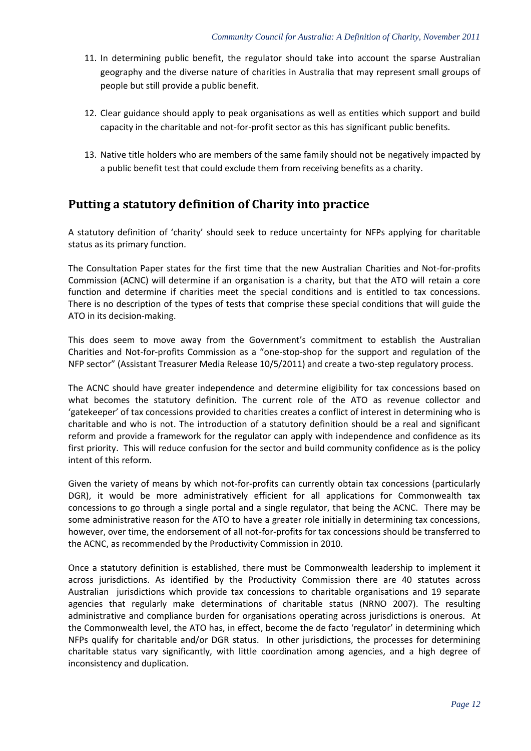11. In determining public benefit, the regulator should take into account the sparse Australian geography and the diverse nature of charities in Australia that may represent small groups of people but still provide a public benefit.

12. Clear guidance should apply to peak organisations as well as entities which support and build capacity in the charitable and not-for-profit sector as this has significant public benefits.

13. Native title holders who are members of the same family should not be negatively impacted by a public benefit test that could exclude them from receiving benefits as a charity.

## Putting a statutory definition of Charity into practice

A statutory definition of 'charity' should seek to reduce uncertainty for NFPs applying for charitable status as its primary function.

The Consultation Paper states for the first time that the new Australian Charities and Not-for-profits Commission (ACNC) will determine if an organisation is a charity, but that the ATO will retain a core function and determine if charities meet the special conditions and is entitled to tax concessions. There is no description of the types of tests that comprise these special conditions that will guide the ATO in its decision-making.

This does seem to move away from the Government's commitment to establish the Australian Charities and Not-for-profits Commission as a "one-stop-shop for the support and regulation of the NFP sector" (Assistant Treasurer Media Release 10/5/2011) and create a two-step regulatory process.

The ACNC should have greater independence and determine eligibility for tax concessions based on what becomes the statutory definition. The current role of the ATO as revenue collector and 'gatekeeper' of tax concessions provided to charities creates a conflict of interest in determining who is charitable and who is not. The introduction of a statutory definition should be a real and significant reform and provide a framework for the regulator can apply with independence and confidence as its first priority. This will reduce confusion for the sector and build community confidence as is the policy intent of this reform.

Given the variety of means by which not-for-profits can currently obtain tax concessions (particularly DGR), it would be more administratively efficient for all applications for Commonwealth tax concessions to go through a single portal and a single regulator, that being the ACNC. There may be some administrative reason for the ATO to have a greater role initially in determining tax concessions, however, over time, the endorsement of all not-for-profits for tax concessions should be transferred to the ACNC, as recommended by the Productivity Commission in 2010.

Once a statutory definition is established, there must be Commonwealth leadership to implement it across jurisdictions. As identified by the Productivity Commission there are 40 statutes across Australian jurisdictions which provide tax concessions to charitable organisations and 19 separate agencies that regularly make determinations of charitable status (NRNO 2007). The resulting administrative and compliance burden for organisations operating across jurisdictions is onerous. At the Commonwealth level, the ATO has, in effect, become the de facto 'regulator' in determining which NFPs qualify for charitable and/or DGR status. In other jurisdictions, the processes for determining charitable status vary significantly, with little coordination among agencies, and a high degree of inconsistency and duplication.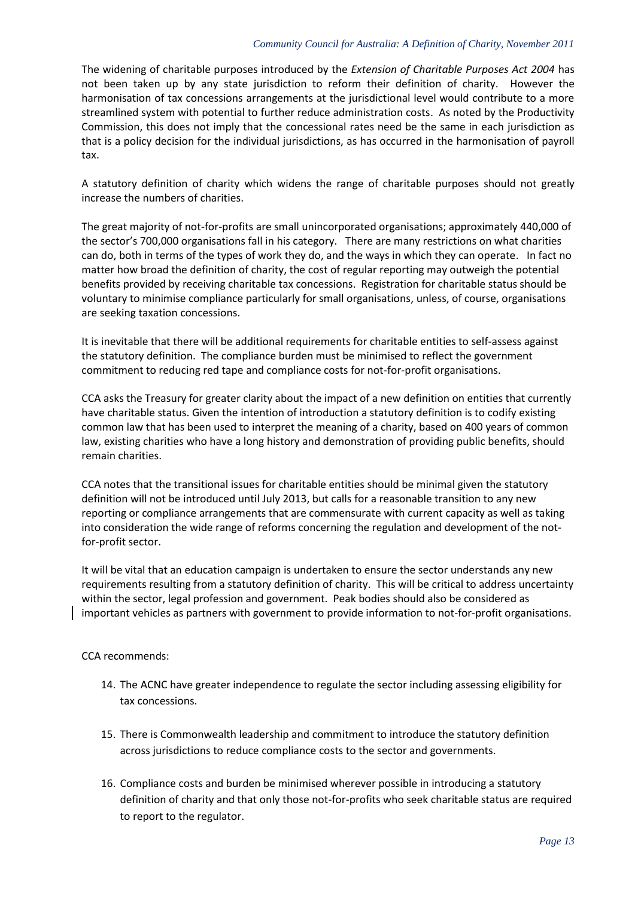The widening of charitable purposes introduced by the *Extension of Charitable Purposes Act 2004* has not been taken up by any state jurisdiction to reform their definition of charity. However the harmonisation of tax concessions arrangements at the jurisdictional level would contribute to a more streamlined system with potential to further reduce administration costs. As noted by the Productivity Commission, this does not imply that the concessional rates need be the same in each jurisdiction as that is a policy decision for the individual jurisdictions, as has occurred in the harmonisation of payroll tax.

A statutory definition of charity which widens the range of charitable purposes should not greatly increase the numbers of charities.

The great majority of not-for-profits are small unincorporated organisations; approximately 440,000 of the sector's 700,000 organisations fall in his category. There are many restrictions on what charities can do, both in terms of the types of work they do, and the ways in which they can operate. In fact no matter how broad the definition of charity, the cost of regular reporting may outweigh the potential benefits provided by receiving charitable tax concessions. Registration for charitable status should be voluntary to minimise compliance particularly for small organisations, unless, of course, organisations are seeking taxation concessions.

It is inevitable that there will be additional requirements for charitable entities to self-assess against the statutory definition. The compliance burden must be minimised to reflect the government commitment to reducing red tape and compliance costs for not-for-profit organisations.

CCA asks the Treasury for greater clarity about the impact of a new definition on entities that currently have charitable status. Given the intention of introduction a statutory definition is to codify existing common law that has been used to interpret the meaning of a charity, based on 400 years of common law, existing charities who have a long history and demonstration of providing public benefits, should remain charities.

CCA notes that the transitional issues for charitable entities should be minimal given the statutory definition will not be introduced until July 2013, but calls for a reasonable transition to any new reporting or compliance arrangements that are commensurate with current capacity as well as taking into consideration the wide range of reforms concerning the regulation and development of the not-for-profit sector.

It will be vital that an education campaign is undertaken to ensure the sector understands any new requirements resulting from a statutory definition of charity. This will be critical to address uncertainty within the sector, legal profession and government. Peak bodies should also be considered as important vehicles as partners with government to provide information to not-for-profit organisations.

CCA recommends:

14. The ACNC have greater independence to regulate the sector including assessing eligibility for tax concessions.
15. There is Commonwealth leadership and commitment to introduce the statutory definition across jurisdictions to reduce compliance costs to the sector and governments.
16. Compliance costs and burden be minimised wherever possible in introducing a statutory definition of charity and that only those not-for-profits who seek charitable status are required to report to the regulator.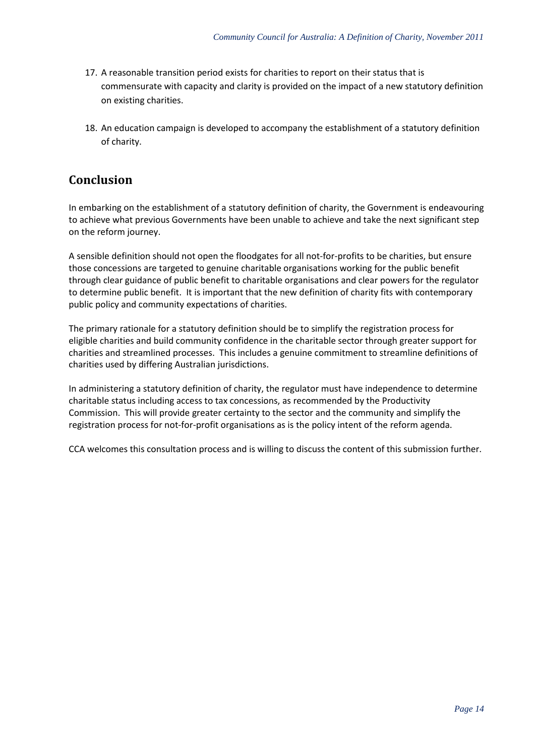17. A reasonable transition period exists for charities to report on their status that is commensurate with capacity and clarity is provided on the impact of a new statutory definition on existing charities.

18. An education campaign is developed to accompany the establishment of a statutory definition of charity.

## Conclusion

In embarking on the establishment of a statutory definition of charity, the Government is endeavouring to achieve what previous Governments have been unable to achieve and take the next significant step on the reform journey.

A sensible definition should not open the floodgates for all not-for-profits to be charities, but ensure those concessions are targeted to genuine charitable organisations working for the public benefit through clear guidance of public benefit to charitable organisations and clear powers for the regulator to determine public benefit. It is important that the new definition of charity fits with contemporary public policy and community expectations of charities.

The primary rationale for a statutory definition should be to simplify the registration process for eligible charities and build community confidence in the charitable sector through greater support for charities and streamlined processes. This includes a genuine commitment to streamline definitions of charities used by differing Australian jurisdictions.

In administering a statutory definition of charity, the regulator must have independence to determine charitable status including access to tax concessions, as recommended by the Productivity Commission. This will provide greater certainty to the sector and the community and simplify the registration process for not-for-profit organisations as is the policy intent of the reform agenda.

CCA welcomes this consultation process and is willing to discuss the content of this submission further.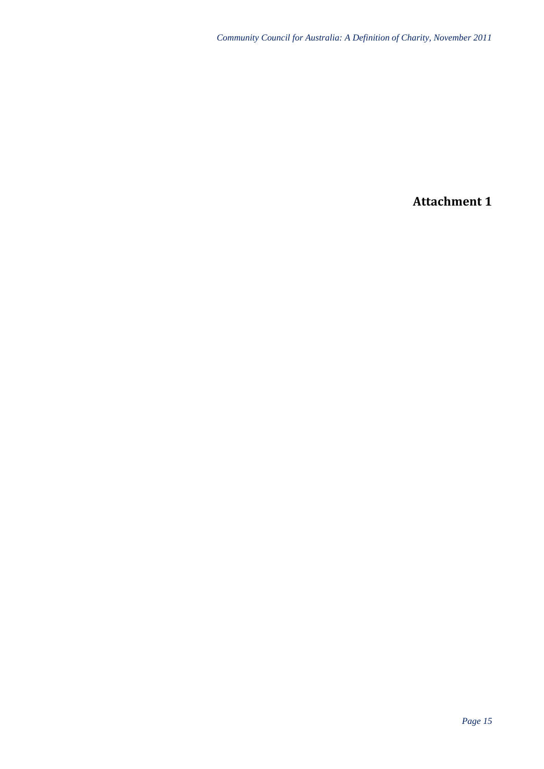# Attachment 1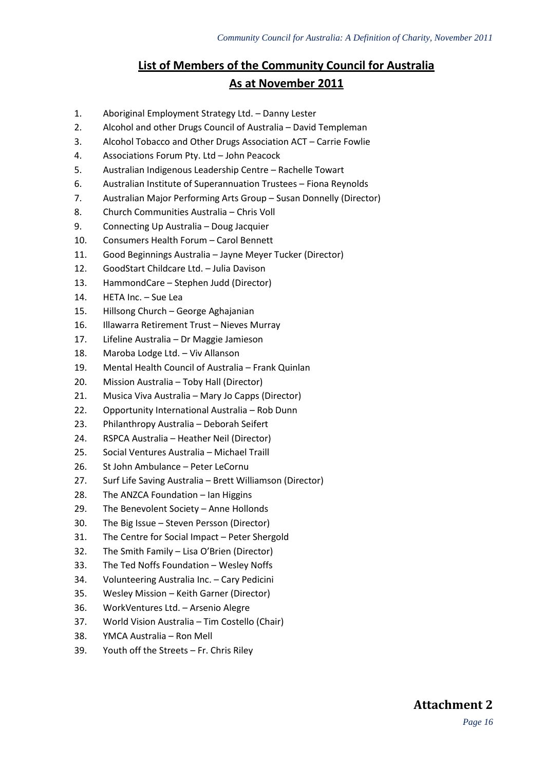## List of Members of the Community Council for Australia
## As at November 2011

1. Aboriginal Employment Strategy Ltd. – Danny Lester
2. Alcohol and other Drugs Council of Australia – David Templeman
3. Alcohol Tobacco and Other Drugs Association ACT – Carrie Fowlie
4. Associations Forum Pty. Ltd – John Peacock
5. Australian Indigenous Leadership Centre – Rachelle Towart
6. Australian Institute of Superannuation Trustees – Fiona Reynolds
7. Australian Major Performing Arts Group – Susan Donnelly (Director)
8. Church Communities Australia – Chris Voll
9. Connecting Up Australia – Doug Jacquier
10. Consumers Health Forum – Carol Bennett
11. Good Beginnings Australia – Jayne Meyer Tucker (Director)
12. GoodStart Childcare Ltd. – Julia Davison
13. HammondCare – Stephen Judd (Director)
14. HETA Inc. – Sue Lea
15. Hillsong Church – George Aghajanian
16. Illawarra Retirement Trust – Nieves Murray
17. Lifeline Australia – Dr Maggie Jamieson
18. Maroba Lodge Ltd. – Viv Allanson
19. Mental Health Council of Australia – Frank Quinlan
20. Mission Australia – Toby Hall (Director)
21. Musica Viva Australia – Mary Jo Capps (Director)
22. Opportunity International Australia – Rob Dunn
23. Philanthropy Australia – Deborah Seifert
24. RSPCA Australia – Heather Neil (Director)
25. Social Ventures Australia – Michael Traill
26. St John Ambulance – Peter LeCornu
27. Surf Life Saving Australia – Brett Williamson (Director)
28. The ANZCA Foundation – Ian Higgins
29. The Benevolent Society – Anne Hollonds
30. The Big Issue – Steven Persson (Director)
31. The Centre for Social Impact – Peter Shergold
32. The Smith Family – Lisa O'Brien (Director)
33. The Ted Noffs Foundation – Wesley Noffs
34. Volunteering Australia Inc. – Cary Pedicini
35. Wesley Mission – Keith Garner (Director)
36. WorkVentures Ltd. – Arsenio Alegre
37. World Vision Australia – Tim Costello (Chair)
38. YMCA Australia – Ron Mell
39. Youth off the Streets – Fr. Chris Riley

**Attachment 2**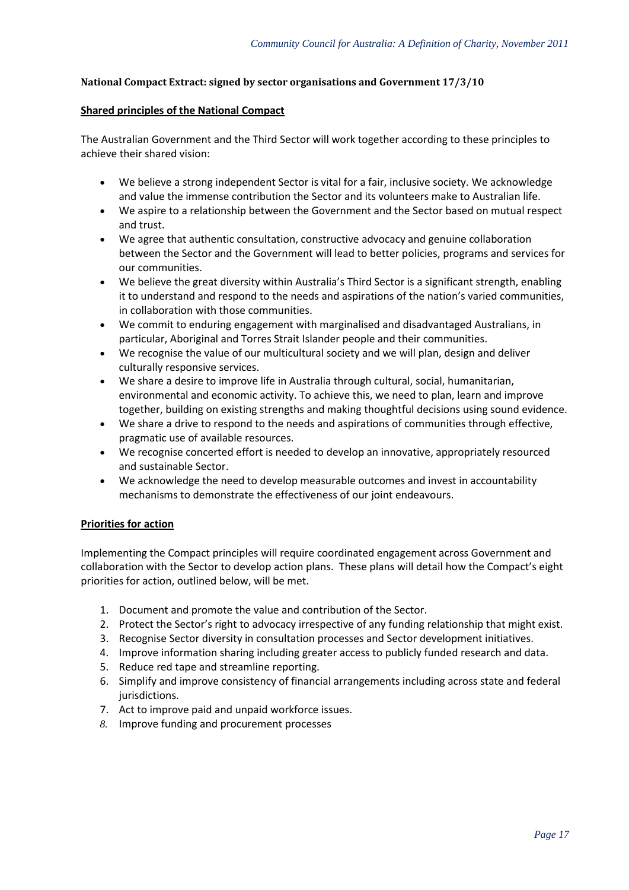**National Compact Extract: signed by sector organisations and Government 17/3/10**

## Shared principles of the National Compact

The Australian Government and the Third Sector will work together according to these principles to achieve their shared vision:

- We believe a strong independent Sector is vital for a fair, inclusive society. We acknowledge and value the immense contribution the Sector and its volunteers make to Australian life.
- We aspire to a relationship between the Government and the Sector based on mutual respect and trust.
- We agree that authentic consultation, constructive advocacy and genuine collaboration between the Sector and the Government will lead to better policies, programs and services for our communities.
- We believe the great diversity within Australia's Third Sector is a significant strength, enabling it to understand and respond to the needs and aspirations of the nation's varied communities, in collaboration with those communities.
- We commit to enduring engagement with marginalised and disadvantaged Australians, in particular, Aboriginal and Torres Strait Islander people and their communities.
- We recognise the value of our multicultural society and we will plan, design and deliver culturally responsive services.
- We share a desire to improve life in Australia through cultural, social, humanitarian, environmental and economic activity. To achieve this, we need to plan, learn and improve together, building on existing strengths and making thoughtful decisions using sound evidence.
- We share a drive to respond to the needs and aspirations of communities through effective, pragmatic use of available resources.
- We recognise concerted effort is needed to develop an innovative, appropriately resourced and sustainable Sector.
- We acknowledge the need to develop measurable outcomes and invest in accountability mechanisms to demonstrate the effectiveness of our joint endeavours.

## Priorities for action

Implementing the Compact principles will require coordinated engagement across Government and collaboration with the Sector to develop action plans. These plans will detail how the Compact's eight priorities for action, outlined below, will be met.

1. Document and promote the value and contribution of the Sector.
2. Protect the Sector's right to advocacy irrespective of any funding relationship that might exist.
3. Recognise Sector diversity in consultation processes and Sector development initiatives.
4. Improve information sharing including greater access to publicly funded research and data.
5. Reduce red tape and streamline reporting.
6. Simplify and improve consistency of financial arrangements including across state and federal jurisdictions.
7. Act to improve paid and unpaid workforce issues.
8. Improve funding and procurement processes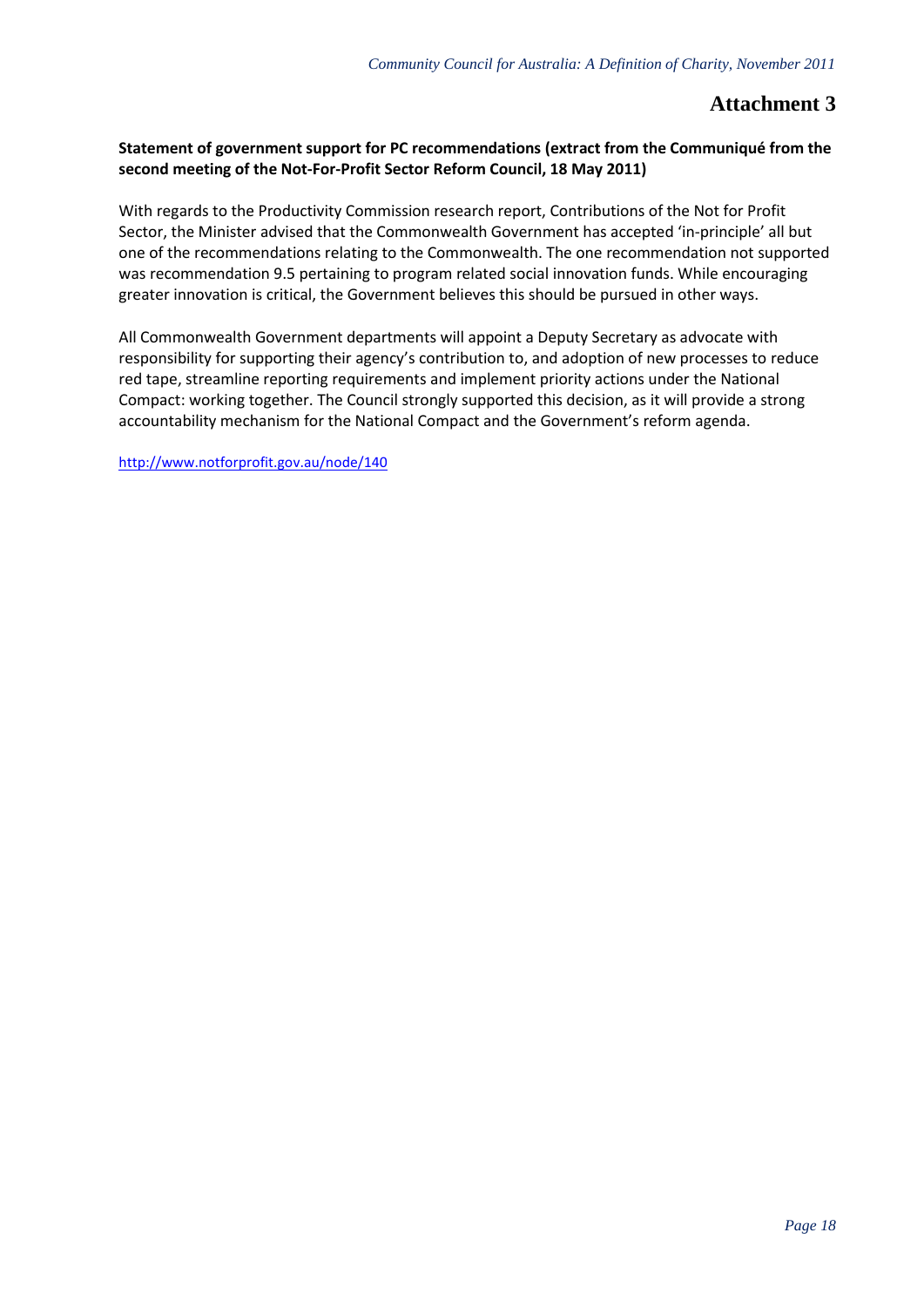# Attachment 3

**Statement of government support for PC recommendations (extract from the Communiqué from the second meeting of the Not-For-Profit Sector Reform Council, 18 May 2011)**

With regards to the Productivity Commission research report, Contributions of the Not for Profit Sector, the Minister advised that the Commonwealth Government has accepted 'in-principle' all but one of the recommendations relating to the Commonwealth. The one recommendation not supported was recommendation 9.5 pertaining to program related social innovation funds. While encouraging greater innovation is critical, the Government believes this should be pursued in other ways.

All Commonwealth Government departments will appoint a Deputy Secretary as advocate with responsibility for supporting their agency's contribution to, and adoption of new processes to reduce red tape, streamline reporting requirements and implement priority actions under the National Compact: working together. The Council strongly supported this decision, as it will provide a strong accountability mechanism for the National Compact and the Government's reform agenda.

http://www.notforprofit.gov.au/node/140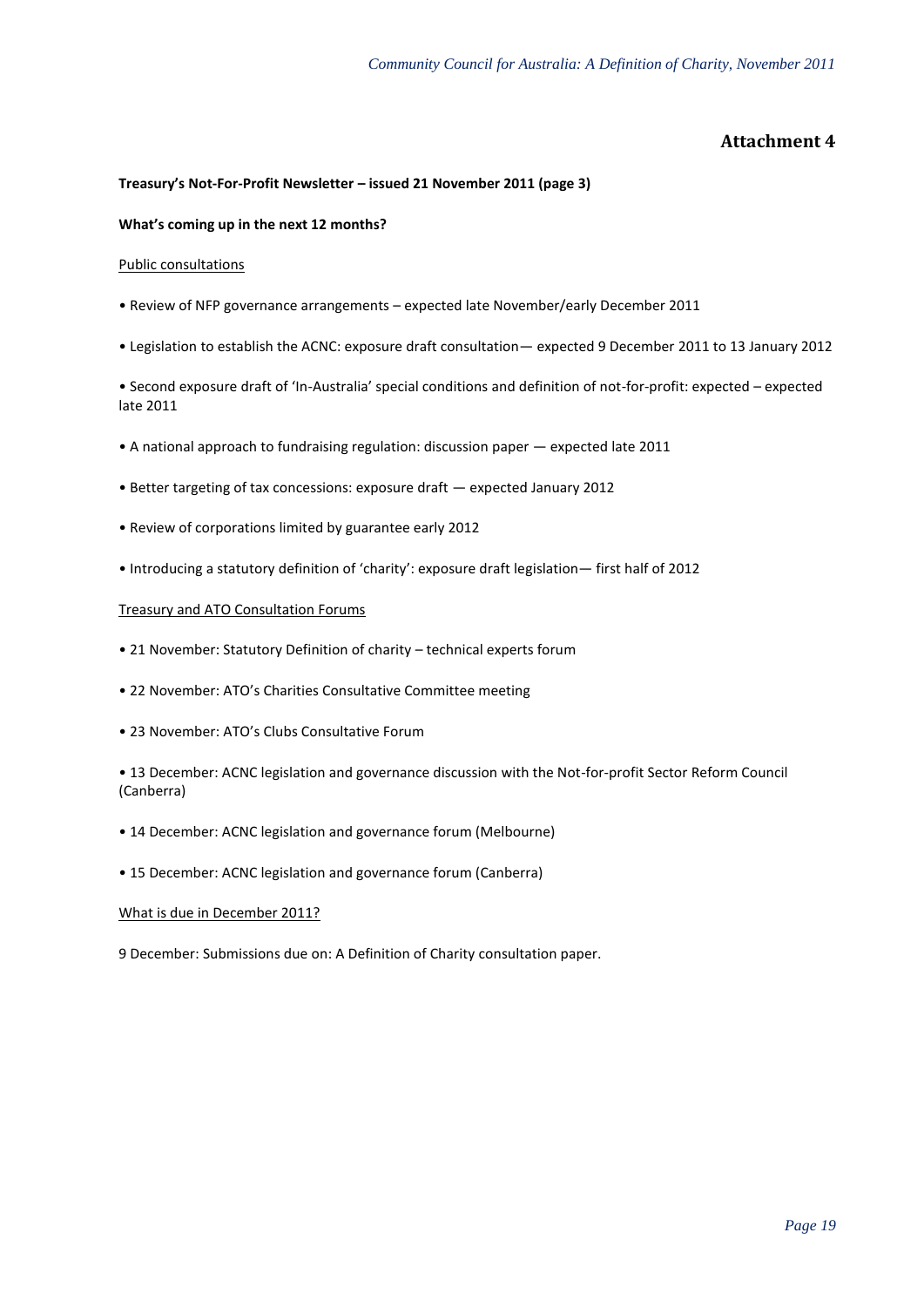## Attachment 4

**Treasury's Not-For-Profit Newsletter – issued 21 November 2011 (page 3)**

**What's coming up in the next 12 months?**

<u>Public consultations</u>

- Review of NFP governance arrangements – expected late November/early December 2011
- Legislation to establish the ACNC: exposure draft consultation— expected 9 December 2011 to 13 January 2012
- Second exposure draft of 'In-Australia' special conditions and definition of not-for-profit: expected – expected late 2011
- A national approach to fundraising regulation: discussion paper — expected late 2011
- Better targeting of tax concessions: exposure draft — expected January 2012
- Review of corporations limited by guarantee early 2012
- Introducing a statutory definition of 'charity': exposure draft legislation— first half of 2012

<u>Treasury and ATO Consultation Forums</u>

- 21 November: Statutory Definition of charity – technical experts forum
- 22 November: ATO's Charities Consultative Committee meeting
- 23 November: ATO's Clubs Consultative Forum
- 13 December: ACNC legislation and governance discussion with the Not-for-profit Sector Reform Council (Canberra)
- 14 December: ACNC legislation and governance forum (Melbourne)
- 15 December: ACNC legislation and governance forum (Canberra)

<u>What is due in December 2011?</u>

9 December: Submissions due on: A Definition of Charity consultation paper.